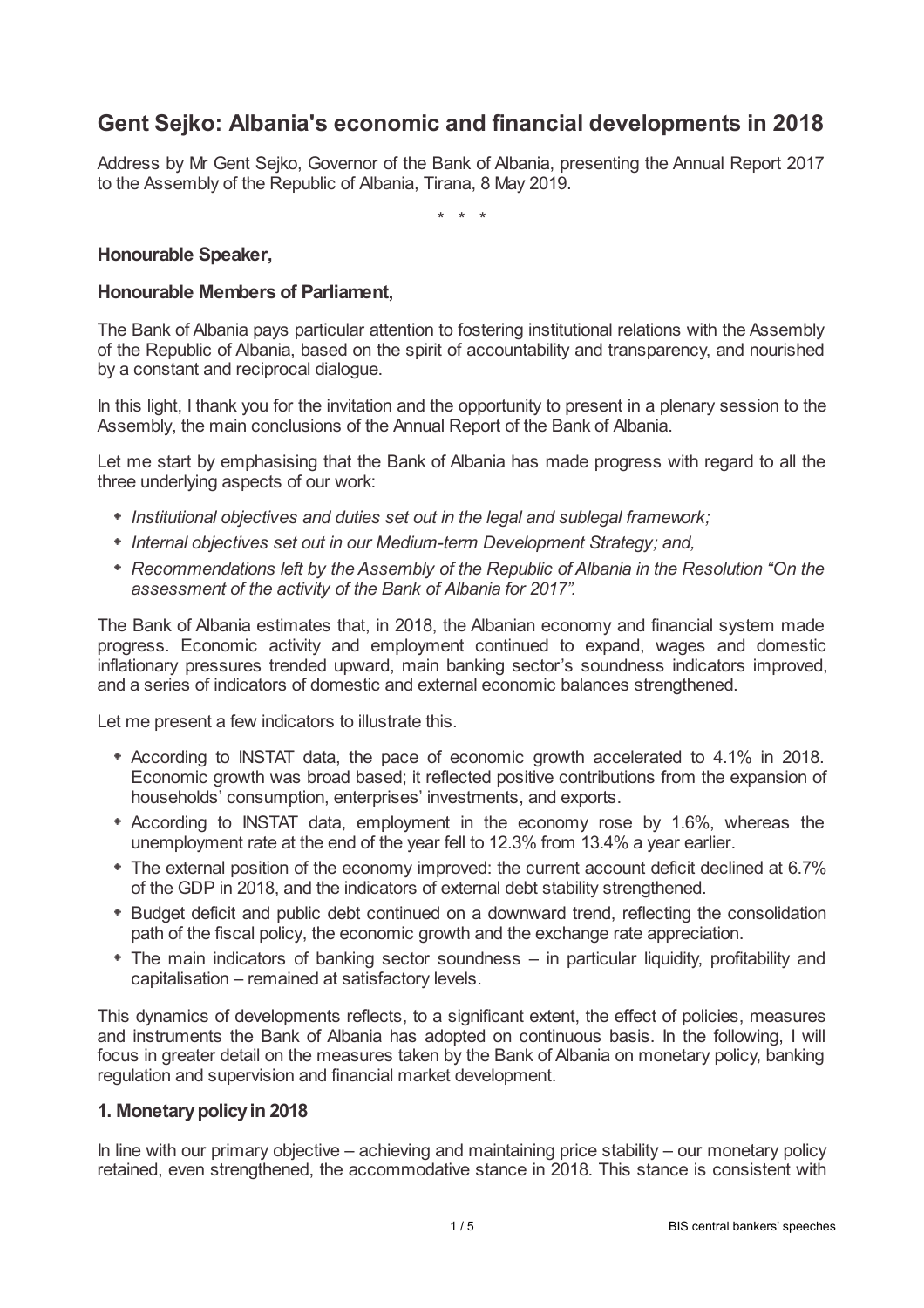# Gent Sejko: Albania's economic and financial developments in 2018

Address by Mr Gent Sejko, Governor of the Bank of Albania, presenting the Annual Report 2017 to the Assembly of the Republic of Albania, Tirana, 8 May 2019.

\* \* \*

**Honourable Speaker,**

**Honourable Members of Parliament,**

The Bank of Albania pays particular attention to fostering institutional relations with the Assembly of the Republic of Albania, based on the spirit of accountability and transparency, and nourished by a constant and reciprocal dialogue.

In this light, I thank you for the invitation and the opportunity to present in a plenary session to the Assembly, the main conclusions of the Annual Report of the Bank of Albania.

Let me start by emphasising that the Bank of Albania has made progress with regard to all the three underlying aspects of our work:

- *Institutional objectives and duties set out in the legal and sublegal framework;*
- *Internal objectives set out in our Medium-term Development Strategy; and,*
- *Recommendations left by the Assembly of the Republic of Albania in the Resolution "On the assessment of the activity of the Bank of Albania for 2017".*

The Bank of Albania estimates that, in 2018, the Albanian economy and financial system made progress. Economic activity and employment continued to expand, wages and domestic inflationary pressures trended upward, main banking sector's soundness indicators improved, and a series of indicators of domestic and external economic balances strengthened.

Let me present a few indicators to illustrate this.

- According to INSTAT data, the pace of economic growth accelerated to 4.1% in 2018. Economic growth was broad based; it reflected positive contributions from the expansion of households' consumption, enterprises' investments, and exports.
- According to INSTAT data, employment in the economy rose by 1.6%, whereas the unemployment rate at the end of the year fell to 12.3% from 13.4% a year earlier.
- The external position of the economy improved: the current account deficit declined at 6.7% of the GDP in 2018, and the indicators of external debt stability strengthened.
- Budget deficit and public debt continued on a downward trend, reflecting the consolidation path of the fiscal policy, the economic growth and the exchange rate appreciation.
- The main indicators of banking sector soundness – in particular liquidity, profitability and capitalisation – remained at satisfactory levels.

This dynamics of developments reflects, to a significant extent, the effect of policies, measures and instruments the Bank of Albania has adopted on continuous basis. In the following, I will focus in greater detail on the measures taken by the Bank of Albania on monetary policy, banking regulation and supervision and financial market development.

## 1. Monetary policy in 2018

In line with our primary objective – achieving and maintaining price stability – our monetary policy retained, even strengthened, the accommodative stance in 2018. This stance is consistent with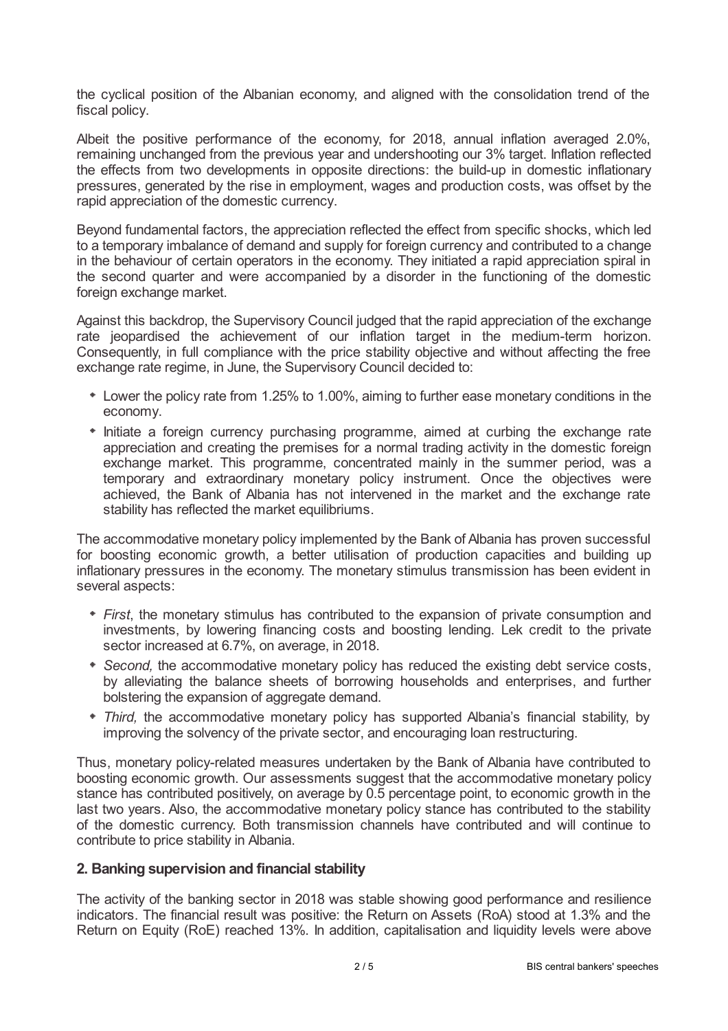the cyclical position of the Albanian economy, and aligned with the consolidation trend of the fiscal policy.

Albeit the positive performance of the economy, for 2018, annual inflation averaged 2.0%, remaining unchanged from the previous year and undershooting our 3% target. Inflation reflected the effects from two developments in opposite directions: the build-up in domestic inflationary pressures, generated by the rise in employment, wages and production costs, was offset by the rapid appreciation of the domestic currency.

Beyond fundamental factors, the appreciation reflected the effect from specific shocks, which led to a temporary imbalance of demand and supply for foreign currency and contributed to a change in the behaviour of certain operators in the economy. They initiated a rapid appreciation spiral in the second quarter and were accompanied by a disorder in the functioning of the domestic foreign exchange market.

Against this backdrop, the Supervisory Council judged that the rapid appreciation of the exchange rate jeopardised the achievement of our inflation target in the medium-term horizon. Consequently, in full compliance with the price stability objective and without affecting the free exchange rate regime, in June, the Supervisory Council decided to:

- Lower the policy rate from 1.25% to 1.00%, aiming to further ease monetary conditions in the economy.
- Initiate a foreign currency purchasing programme, aimed at curbing the exchange rate appreciation and creating the premises for a normal trading activity in the domestic foreign exchange market. This programme, concentrated mainly in the summer period, was a temporary and extraordinary monetary policy instrument. Once the objectives were achieved, the Bank of Albania has not intervened in the market and the exchange rate stability has reflected the market equilibriums.

The accommodative monetary policy implemented by the Bank of Albania has proven successful for boosting economic growth, a better utilisation of production capacities and building up inflationary pressures in the economy. The monetary stimulus transmission has been evident in several aspects:

- *First*, the monetary stimulus has contributed to the expansion of private consumption and investments, by lowering financing costs and boosting lending. Lek credit to the private sector increased at 6.7%, on average, in 2018.
- *Second,* the accommodative monetary policy has reduced the existing debt service costs, by alleviating the balance sheets of borrowing households and enterprises, and further bolstering the expansion of aggregate demand.
- *Third,* the accommodative monetary policy has supported Albania's financial stability, by improving the solvency of the private sector, and encouraging loan restructuring.

Thus, monetary policy-related measures undertaken by the Bank of Albania have contributed to boosting economic growth. Our assessments suggest that the accommodative monetary policy stance has contributed positively, on average by 0.5 percentage point, to economic growth in the last two years. Also, the accommodative monetary policy stance has contributed to the stability of the domestic currency. Both transmission channels have contributed and will continue to contribute to price stability in Albania.

## 2. Banking supervision and financial stability

The activity of the banking sector in 2018 was stable showing good performance and resilience indicators. The financial result was positive: the Return on Assets (RoA) stood at 1.3% and the Return on Equity (RoE) reached 13%. In addition, capitalisation and liquidity levels were above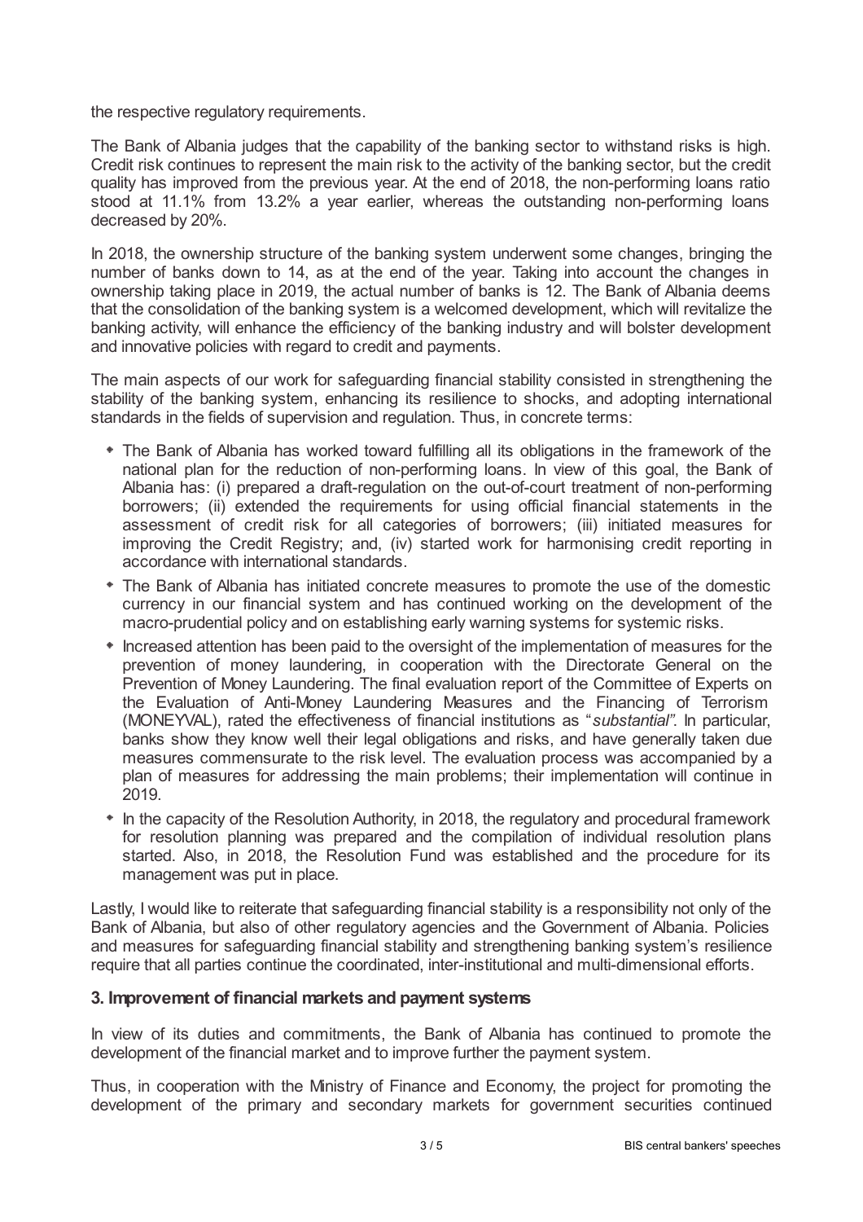the respective regulatory requirements.

The Bank of Albania judges that the capability of the banking sector to withstand risks is high. Credit risk continues to represent the main risk to the activity of the banking sector, but the credit quality has improved from the previous year. At the end of 2018, the non-performing loans ratio stood at 11.1% from 13.2% a year earlier, whereas the outstanding non-performing loans decreased by 20%.

In 2018, the ownership structure of the banking system underwent some changes, bringing the number of banks down to 14, as at the end of the year. Taking into account the changes in ownership taking place in 2019, the actual number of banks is 12. The Bank of Albania deems that the consolidation of the banking system is a welcomed development, which will revitalize the banking activity, will enhance the efficiency of the banking industry and will bolster development and innovative policies with regard to credit and payments.

The main aspects of our work for safeguarding financial stability consisted in strengthening the stability of the banking system, enhancing its resilience to shocks, and adopting international standards in the fields of supervision and regulation. Thus, in concrete terms:

- The Bank of Albania has worked toward fulfilling all its obligations in the framework of the national plan for the reduction of non-performing loans. In view of this goal, the Bank of Albania has: (i) prepared a draft-regulation on the out-of-court treatment of non-performing borrowers; (ii) extended the requirements for using official financial statements in the assessment of credit risk for all categories of borrowers; (iii) initiated measures for improving the Credit Registry; and, (iv) started work for harmonising credit reporting in accordance with international standards.
- The Bank of Albania has initiated concrete measures to promote the use of the domestic currency in our financial system and has continued working on the development of the macro-prudential policy and on establishing early warning systems for systemic risks.
- Increased attention has been paid to the oversight of the implementation of measures for the prevention of money laundering, in cooperation with the Directorate General on the Prevention of Money Laundering. The final evaluation report of the Committee of Experts on the Evaluation of Anti-Money Laundering Measures and the Financing of Terrorism (MONEYVAL), rated the effectiveness of financial institutions as "*substantial*". In particular, banks show they know well their legal obligations and risks, and have generally taken due measures commensurate to the risk level. The evaluation process was accompanied by a plan of measures for addressing the main problems; their implementation will continue in 2019.
- In the capacity of the Resolution Authority, in 2018, the regulatory and procedural framework for resolution planning was prepared and the compilation of individual resolution plans started. Also, in 2018, the Resolution Fund was established and the procedure for its management was put in place.

Lastly, I would like to reiterate that safeguarding financial stability is a responsibility not only of the Bank of Albania, but also of other regulatory agencies and the Government of Albania. Policies and measures for safeguarding financial stability and strengthening banking system's resilience require that all parties continue the coordinated, inter-institutional and multi-dimensional efforts.

### 3. Improvement of financial markets and payment systems

In view of its duties and commitments, the Bank of Albania has continued to promote the development of the financial market and to improve further the payment system.

Thus, in cooperation with the Ministry of Finance and Economy, the project for promoting the development of the primary and secondary markets for government securities continued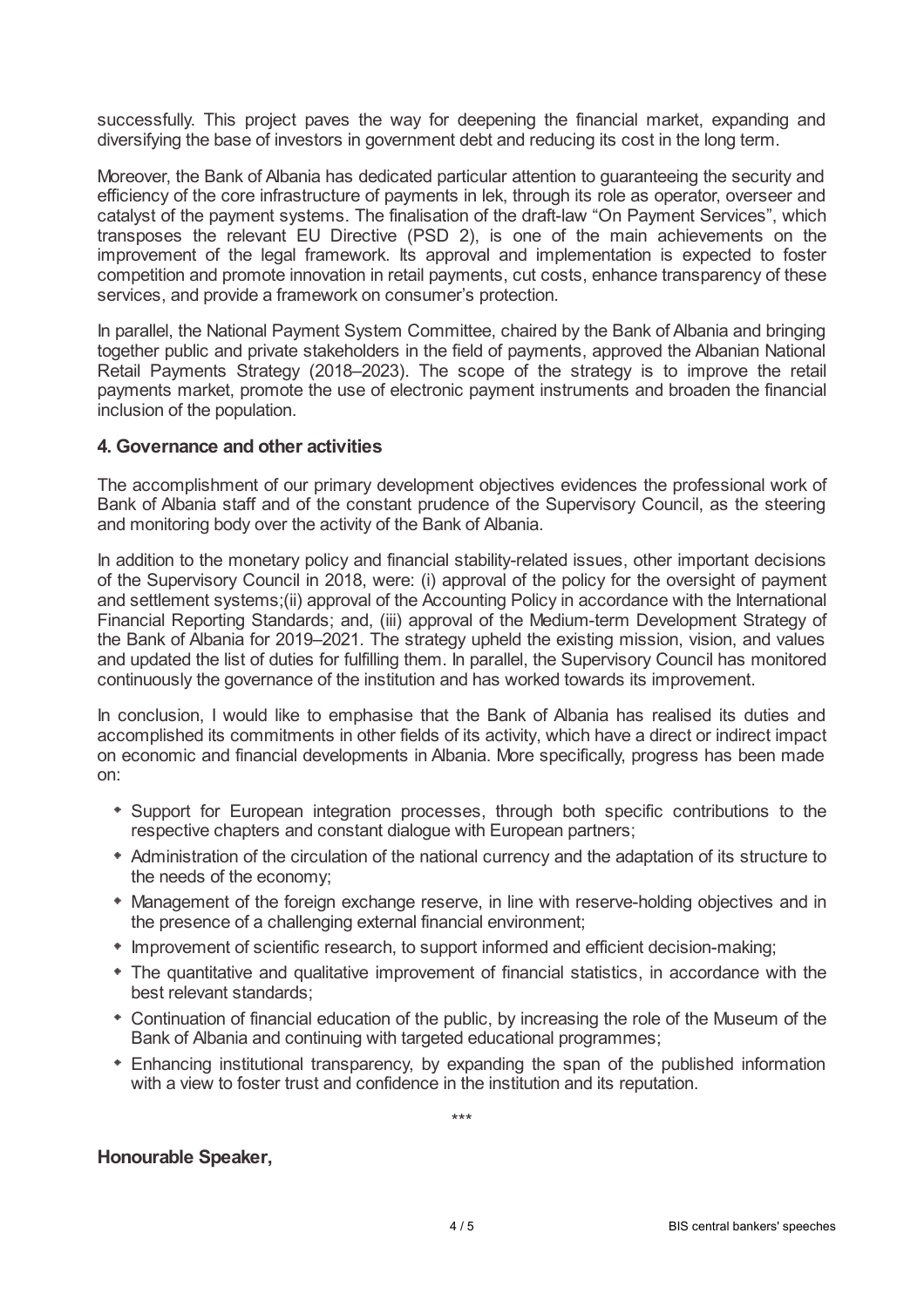successfully. This project paves the way for deepening the financial market, expanding and diversifying the base of investors in government debt and reducing its cost in the long term.

Moreover, the Bank of Albania has dedicated particular attention to guaranteeing the security and efficiency of the core infrastructure of payments in lek, through its role as operator, overseer and catalyst of the payment systems. The finalisation of the draft-law "On Payment Services", which transposes the relevant EU Directive (PSD 2), is one of the main achievements on the improvement of the legal framework. Its approval and implementation is expected to foster competition and promote innovation in retail payments, cut costs, enhance transparency of these services, and provide a framework on consumer's protection.

In parallel, the National Payment System Committee, chaired by the Bank of Albania and bringing together public and private stakeholders in the field of payments, approved the Albanian National Retail Payments Strategy (2018–2023). The scope of the strategy is to improve the retail payments market, promote the use of electronic payment instruments and broaden the financial inclusion of the population.

### 4. Governance and other activities

The accomplishment of our primary development objectives evidences the professional work of Bank of Albania staff and of the constant prudence of the Supervisory Council, as the steering and monitoring body over the activity of the Bank of Albania.

In addition to the monetary policy and financial stability-related issues, other important decisions of the Supervisory Council in 2018, were: (i) approval of the policy for the oversight of payment and settlement systems;(ii) approval of the Accounting Policy in accordance with the International Financial Reporting Standards; and, (iii) approval of the Medium-term Development Strategy of the Bank of Albania for 2019–2021. The strategy upheld the existing mission, vision, and values and updated the list of duties for fulfilling them. In parallel, the Supervisory Council has monitored continuously the governance of the institution and has worked towards its improvement.

In conclusion, I would like to emphasise that the Bank of Albania has realised its duties and accomplished its commitments in other fields of its activity, which have a direct or indirect impact on economic and financial developments in Albania. More specifically, progress has been made on:

- Support for European integration processes, through both specific contributions to the respective chapters and constant dialogue with European partners;
- Administration of the circulation of the national currency and the adaptation of its structure to the needs of the economy;
- Management of the foreign exchange reserve, in line with reserve-holding objectives and in the presence of a challenging external financial environment;
- Improvement of scientific research, to support informed and efficient decision-making;
- The quantitative and qualitative improvement of financial statistics, in accordance with the best relevant standards;
- Continuation of financial education of the public, by increasing the role of the Museum of the Bank of Albania and continuing with targeted educational programmes;
- Enhancing institutional transparency, by expanding the span of the published information with a view to foster trust and confidence in the institution and its reputation.

\*\*\*

**Honourable Speaker,**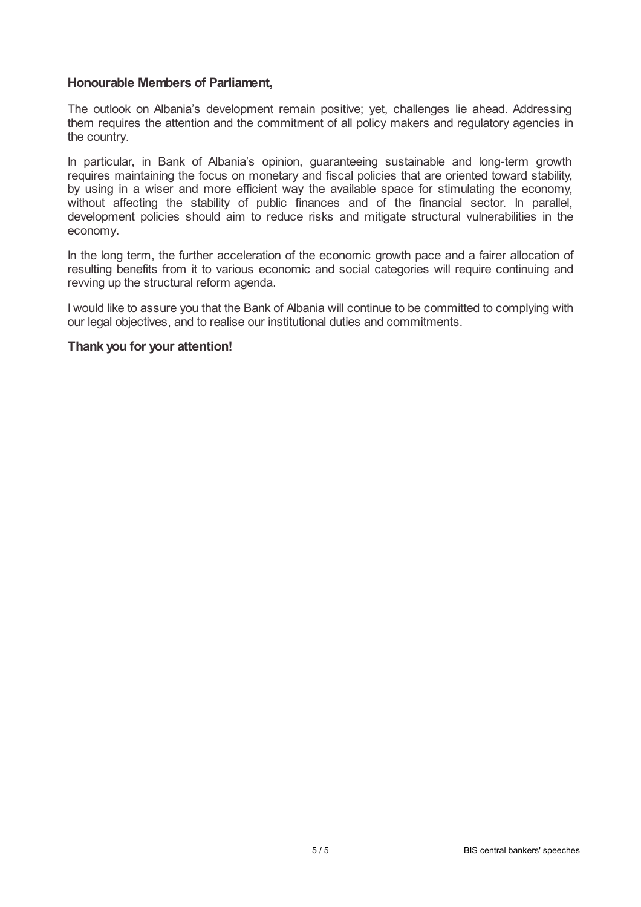**Honourable Members of Parliament,**

The outlook on Albania's development remain positive; yet, challenges lie ahead. Addressing them requires the attention and the commitment of all policy makers and regulatory agencies in the country.

In particular, in Bank of Albania's opinion, guaranteeing sustainable and long-term growth requires maintaining the focus on monetary and fiscal policies that are oriented toward stability, by using in a wiser and more efficient way the available space for stimulating the economy, without affecting the stability of public finances and of the financial sector. In parallel, development policies should aim to reduce risks and mitigate structural vulnerabilities in the economy.

In the long term, the further acceleration of the economic growth pace and a fairer allocation of resulting benefits from it to various economic and social categories will require continuing and revving up the structural reform agenda.

I would like to assure you that the Bank of Albania will continue to be committed to complying with our legal objectives, and to realise our institutional duties and commitments.

**Thank you for your attention!**